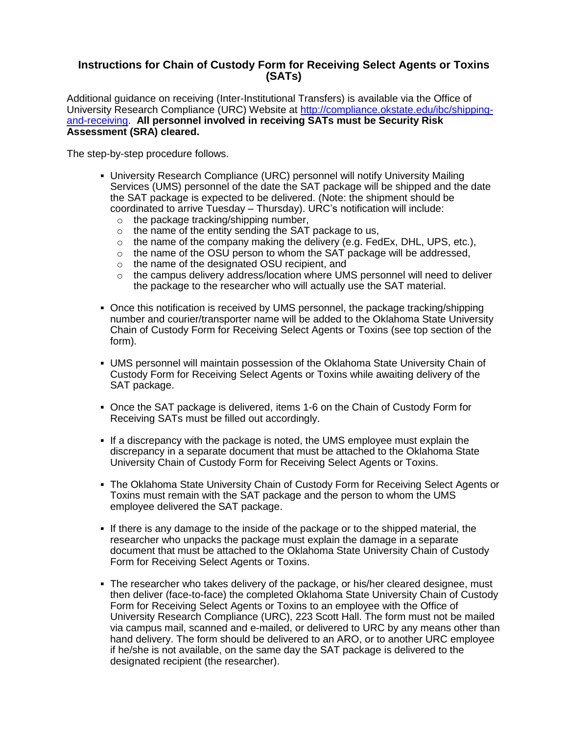# Instructions for Chain of Custody Form for Receiving Select Agents or Toxins (SATs)

Additional guidance on receiving (Inter-Institutional Transfers) is available via the Office of University Research Compliance (URC) Website at [http://compliance.okstate.edu/ibc/shipping-and-receiving](http://compliance.okstate.edu/ibc/shipping-and-receiving). **All personnel involved in receiving SATs must be Security Risk Assessment (SRA) cleared.**

The step-by-step procedure follows.

- University Research Compliance (URC) personnel will notify University Mailing Services (UMS) personnel of the date the SAT package will be shipped and the date the SAT package is expected to be delivered. (Note: the shipment should be coordinated to arrive Tuesday – Thursday). URC's notification will include:
  - the package tracking/shipping number,
  - the name of the entity sending the SAT package to us,
  - the name of the company making the delivery (e.g. FedEx, DHL, UPS, etc.),
  - the name of the OSU person to whom the SAT package will be addressed,
  - the name of the designated OSU recipient, and
  - the campus delivery address/location where UMS personnel will need to deliver the package to the researcher who will actually use the SAT material.

- Once this notification is received by UMS personnel, the package tracking/shipping number and courier/transporter name will be added to the Oklahoma State University Chain of Custody Form for Receiving Select Agents or Toxins (see top section of the form).

- UMS personnel will maintain possession of the Oklahoma State University Chain of Custody Form for Receiving Select Agents or Toxins while awaiting delivery of the SAT package.

- Once the SAT package is delivered, items 1-6 on the Chain of Custody Form for Receiving SATs must be filled out accordingly.

- If a discrepancy with the package is noted, the UMS employee must explain the discrepancy in a separate document that must be attached to the Oklahoma State University Chain of Custody Form for Receiving Select Agents or Toxins.

- The Oklahoma State University Chain of Custody Form for Receiving Select Agents or Toxins must remain with the SAT package and the person to whom the UMS employee delivered the SAT package.

- If there is any damage to the inside of the package or to the shipped material, the researcher who unpacks the package must explain the damage in a separate document that must be attached to the Oklahoma State University Chain of Custody Form for Receiving Select Agents or Toxins.

- The researcher who takes delivery of the package, or his/her cleared designee, must then deliver (face-to-face) the completed Oklahoma State University Chain of Custody Form for Receiving Select Agents or Toxins to an employee with the Office of University Research Compliance (URC), 223 Scott Hall. The form must not be mailed via campus mail, scanned and e-mailed, or delivered to URC by any means other than hand delivery. The form should be delivered to an ARO, or to another URC employee if he/she is not available, on the same day the SAT package is delivered to the designated recipient (the researcher).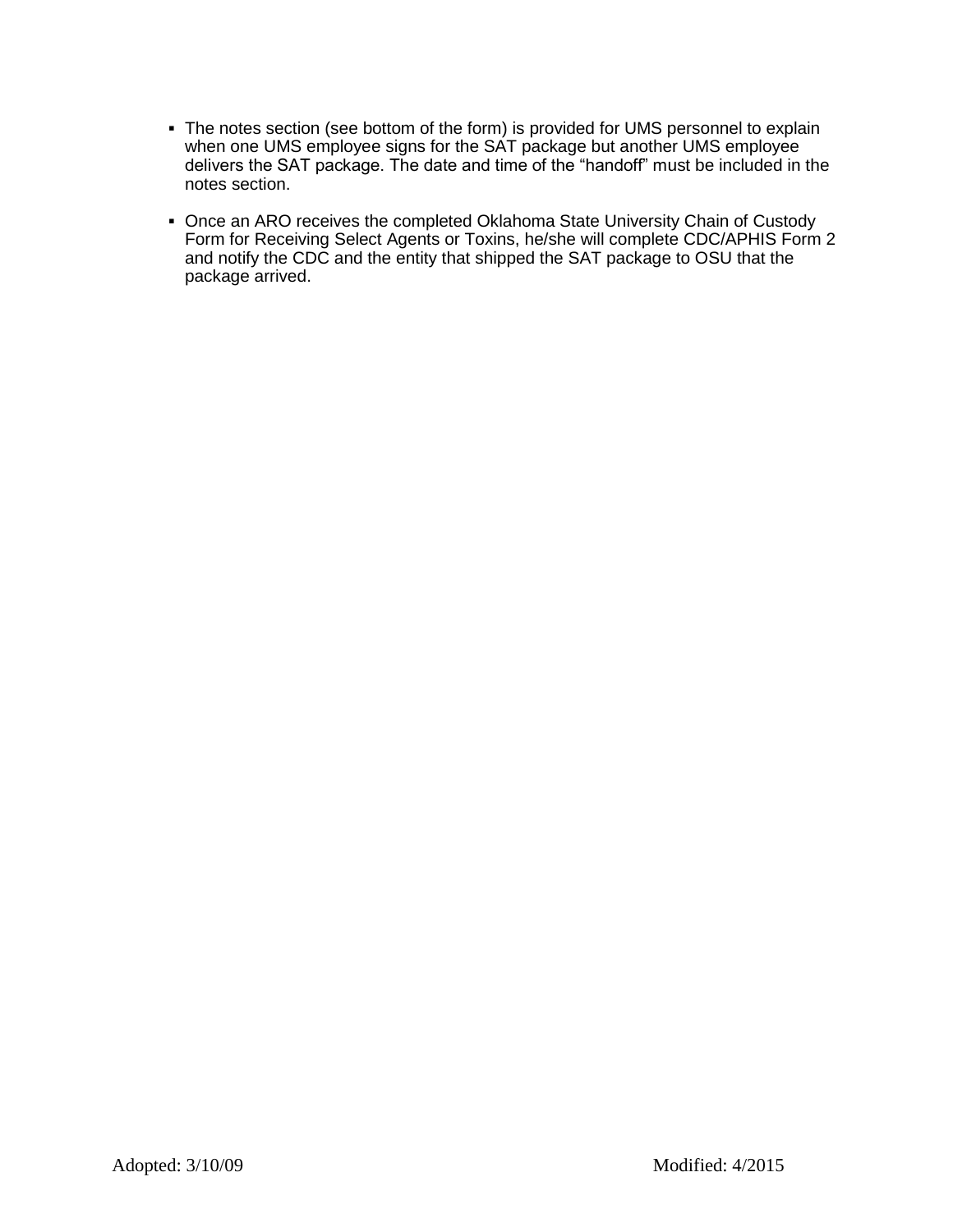- The notes section (see bottom of the form) is provided for UMS personnel to explain when one UMS employee signs for the SAT package but another UMS employee delivers the SAT package. The date and time of the "handoff" must be included in the notes section.

- Once an ARO receives the completed Oklahoma State University Chain of Custody Form for Receiving Select Agents or Toxins, he/she will complete CDC/APHIS Form 2 and notify the CDC and the entity that shipped the SAT package to OSU that the package arrived.

Adopted: 3/10/09 Modified: 4/2015